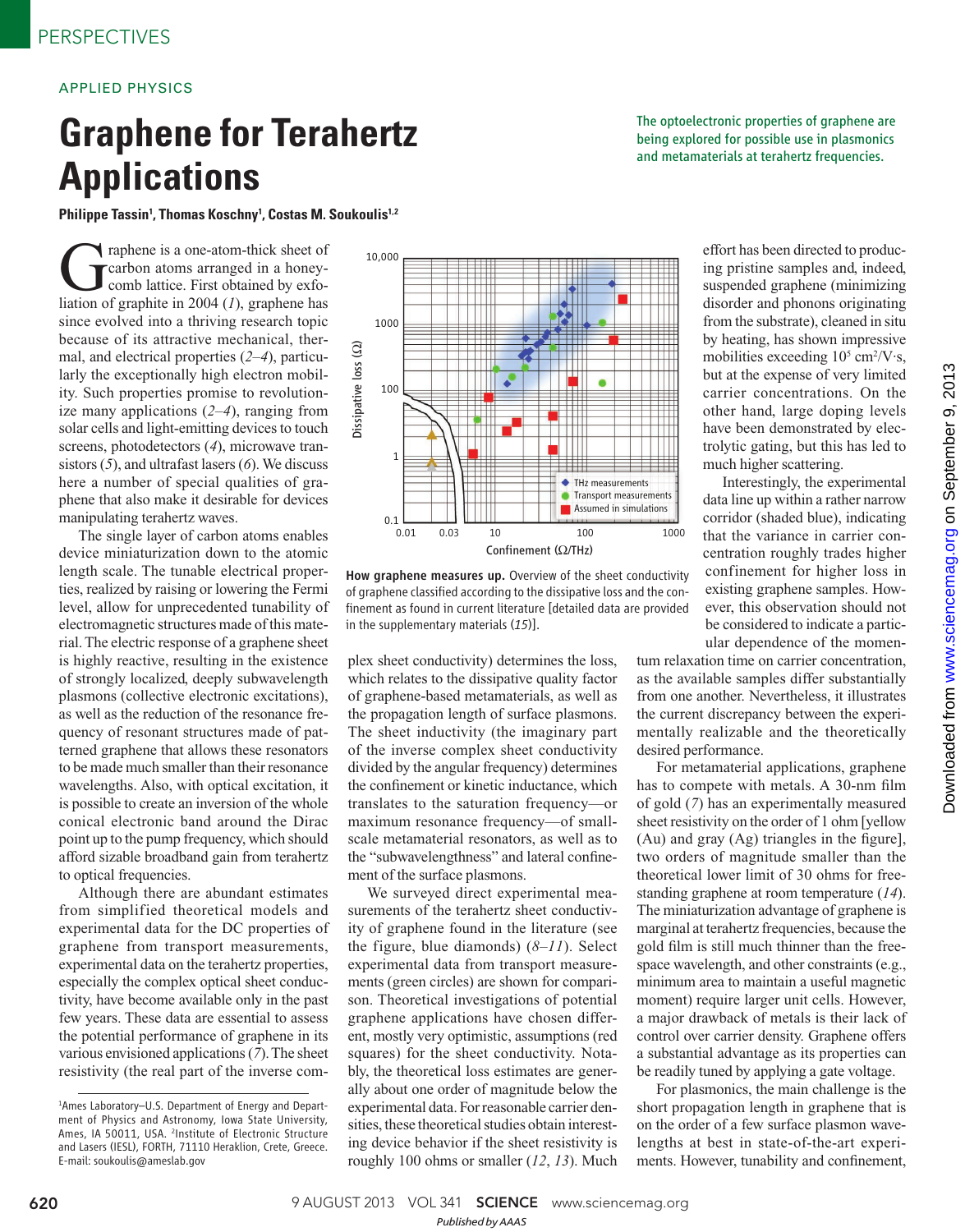APPLIED PHYSICS

# Graphene for Terahertz Applications

The optoelectronic properties of graphene are being explored for possible use in plasmonics and metamaterials at terahertz frequencies.

**Philippe Tassin[1], Thomas Koschny[1], Costas M. Soukoulis[1,2]**

Graphene is a one-atom-thick sheet of carbon atoms arranged in a honeycomb lattice. First obtained by exfoliation of graphite in 2004 (*1*), graphene has since evolved into a thriving research topic because of its attractive mechanical, thermal, and electrical properties (*2*–*4*), particularly the exceptionally high electron mobility. Such properties promise to revolutionize many applications (*2*–*4*), ranging from solar cells and light-emitting devices to touch screens, photodetectors (*4*), microwave transistors (*5*), and ultrafast lasers (*6*). We discuss here a number of special qualities of graphene that also make it desirable for devices manipulating terahertz waves.

The single layer of carbon atoms enables device miniaturization down to the atomic length scale. The tunable electrical properties, realized by raising or lowering the Fermi level, allow for unprecedented tunability of electromagnetic structures made of this material. The electric response of a graphene sheet is highly reactive, resulting in the existence of strongly localized, deeply subwavelength plasmons (collective electronic excitations), as well as the reduction of the resonance frequency of resonant structures made of patterned graphene that allows these resonators to be made much smaller than their resonance wavelengths. Also, with optical excitation, it is possible to create an inversion of the whole conical electronic band around the Dirac point up to the pump frequency, which should afford sizable broadband gain from terahertz to optical frequencies.

Although there are abundant estimates from simplified theoretical models and experimental data for the DC properties of graphene from transport measurements, experimental data on the terahertz properties, especially the complex optical sheet conductivity, have become available only in the past few years. These data are essential to assess the potential performance of graphene in its various envisioned applications (*7*). The sheet resistivity (the real part of the inverse complex sheet conductivity) determines the loss, which relates to the dissipative quality factor of graphene-based metamaterials, as well as the propagation length of surface plasmons. The sheet inductivity (the imaginary part of the inverse complex sheet conductivity divided by the angular frequency) determines the confinement or kinetic inductance, which translates to the saturation frequency—or maximum resonance frequency—of small-scale metamaterial resonators, as well as to the "subwavelengthness" and lateral confinement of the surface plasmons.

**How graphene measures up.** Overview of the sheet conductivity of graphene classified according to the dissipative loss and the confinement as found in current literature [detailed data are provided in the supplementary materials (*15*)].

We surveyed direct experimental measurements of the terahertz sheet conductivity of graphene found in the literature (see the figure, blue diamonds) (*8*–*11*). Select experimental data from transport measurements (green circles) are shown for comparison. Theoretical investigations of potential graphene applications have chosen different, mostly very optimistic, assumptions (red squares) for the sheet conductivity. Notably, the theoretical loss estimates are generally about one order of magnitude below the experimental data. For reasonable carrier densities, these theoretical studies obtain interesting device behavior if the sheet resistivity is roughly 100 ohms or smaller (*12*, *13*). Much effort has been directed to producing pristine samples and, indeed, suspended graphene (minimizing disorder and phonons originating from the substrate), cleaned in situ by heating, has shown impressive mobilities exceeding $10^5$ cm$^2$/V·s, but at the expense of very limited carrier concentrations. On the other hand, large doping levels have been demonstrated by electrolytic gating, but this has led to much higher scattering.

Interestingly, the experimental data line up within a rather narrow corridor (shaded blue), indicating that the variance in carrier concentration roughly trades higher confinement for higher loss in existing graphene samples. However, this observation should not be considered to indicate a particular dependence of the momentum relaxation time on carrier concentration, as the available samples differ substantially from one another. Nevertheless, it illustrates the current discrepancy between the experimentally realizable and the theoretically desired performance.

For metamaterial applications, graphene has to compete with metals. A 30-nm film of gold (*7*) has an experimentally measured sheet resistivity on the order of 1 ohm [yellow (Au) and gray (Ag) triangles in the figure], two orders of magnitude smaller than the theoretical lower limit of 30 ohms for free-standing graphene at room temperature (*14*). The miniaturization advantage of graphene is marginal at terahertz frequencies, because the gold film is still much thinner than the free-space wavelength, and other constraints (e.g., minimum area to maintain a useful magnetic moment) require larger unit cells. However, a major drawback of metals is their lack of control over carrier density. Graphene offers a substantial advantage as its properties can be readily tuned by applying a gate voltage.

For plasmonics, the main challenge is the short propagation length in graphene that is on the order of a few surface plasmon wavelengths at best in state-of-the-art experiments. However, tunability and confinement,

[1]Ames Laboratory–U.S. Department of Energy and Department of Physics and Astronomy, Iowa State University, Ames, IA 50011, USA. [2]Institute of Electronic Structure and Lasers (IESL), FORTH, 71110 Heraklion, Crete, Greece. E-mail: soukoulis@ameslab.gov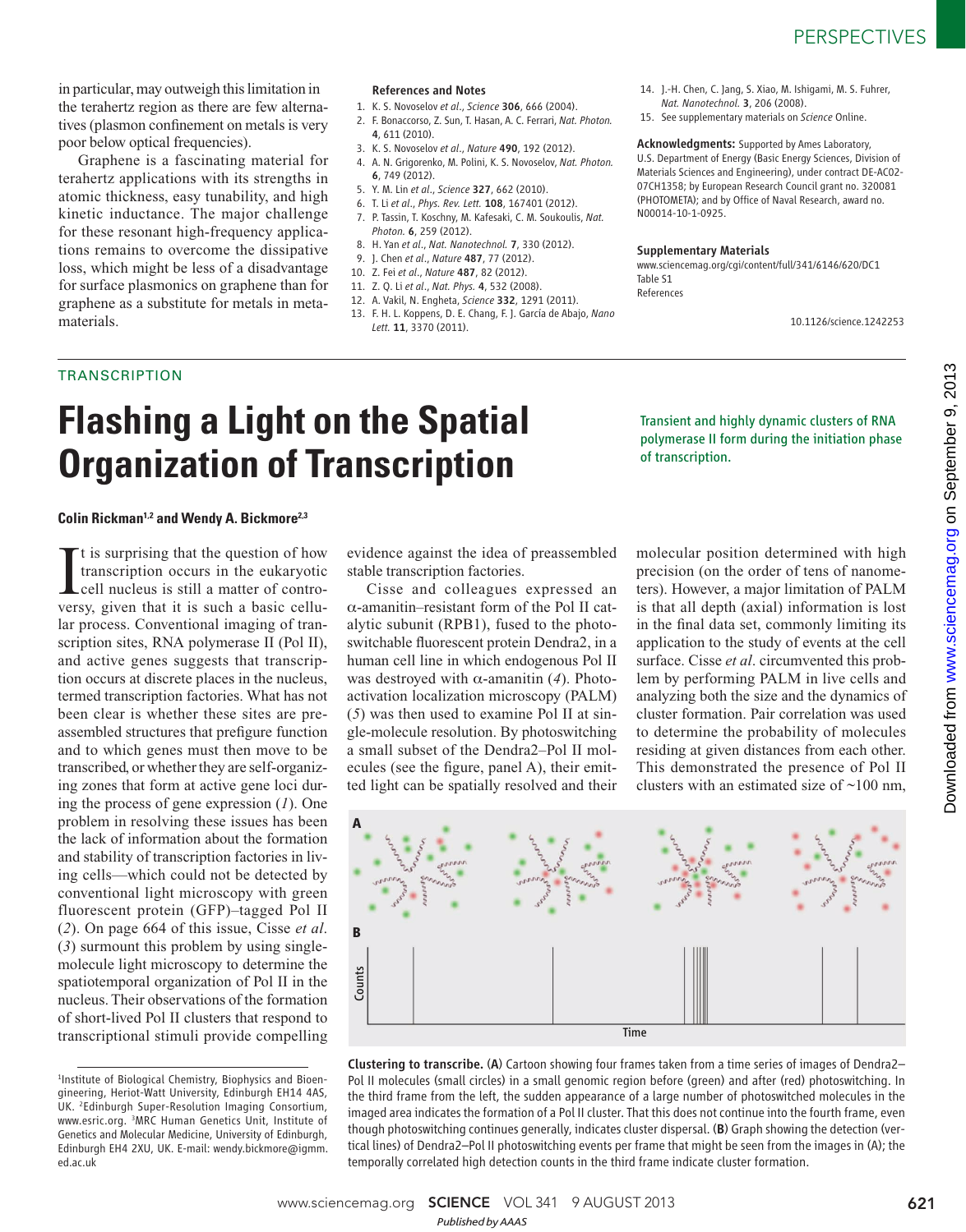in particular, may outweigh this limitation in the terahertz region as there are few alternatives (plasmon confinement on metals is very poor below optical frequencies).

Graphene is a fascinating material for terahertz applications with its strengths in atomic thickness, easy tunability, and high kinetic inductance. The major challenge for these resonant high-frequency applications remains to overcome the dissipative loss, which might be less of a disadvantage for surface plasmonics on graphene than for graphene as a substitute for metals in metamaterials.

### References and Notes

1. K. S. Novoselov *et al*., *Science* **306**, 666 (2004).
2. F. Bonaccorso, Z. Sun, T. Hasan, A. C. Ferrari, *Nat. Photon.* **4**, 611 (2010).
3. K. S. Novoselov *et al*., *Nature* **490**, 192 (2012).
4. A. N. Grigorenko, M. Polini, K. S. Novoselov, *Nat. Photon.* **6**, 749 (2012).
5. Y. M. Lin *et al*., *Science* **327**, 662 (2010).
6. T. Li *et al*., *Phys. Rev. Lett.* **108**, 167401 (2012).
7. P. Tassin, T. Koschny, M. Kafesaki, C. M. Soukoulis, *Nat. Photon.* **6**, 259 (2012).
8. H. Yan *et al*., *Nat. Nanotechnol.* **7**, 330 (2012).
9. J. Chen *et al*., *Nature* **487**, 77 (2012).
10. Z. Fei *et al*., *Nature* **487**, 82 (2012).
11. Z. Q. Li *et al*., *Nat. Phys.* **4**, 532 (2008).
12. A. Vakil, N. Engheta, *Science* **332**, 1291 (2011).
13. F. H. L. Koppens, D. E. Chang, F. J. García de Abajo, *Nano Lett.* **11**, 3370 (2011).
14. J.-H. Chen, C. Jang, S. Xiao, M. Ishigami, M. S. Fuhrer, *Nat. Nanotechnol.* **3**, 206 (2008).
15. See supplementary materials on *Science* Online.

**Acknowledgments:** Supported by Ames Laboratory, U.S. Department of Energy (Basic Energy Sciences, Division of Materials Sciences and Engineering), under contract DE-AC02-07CH1358; by European Research Council grant no. 320081 (PHOTOMETA); and by Office of Naval Research, award no. N00014-10-1-0925.

**Supplementary Materials**
www.sciencemag.org/cgi/content/full/341/6146/620/DC1
Table S1
References

10.1126/science.1242253

TRANSCRIPTION

# Flashing a Light on the Spatial Organization of Transcription

Transient and highly dynamic clusters of RNA polymerase II form during the initiation phase of transcription.

**Colin Rickman[1,2] and Wendy A. Bickmore[2,3]**

It is surprising that the question of how transcription occurs in the eukaryotic cell nucleus is still a matter of controversy, given that it is such a basic cellular process. Conventional imaging of transcription sites, RNA polymerase II (Pol II), and active genes suggests that transcription occurs at discrete places in the nucleus, termed transcription factories. What has not been clear is whether these sites are preassembled structures that prefigure function and to which genes must then move to be transcribed, or whether they are self-organizing zones that form at active gene loci during the process of gene expression (*1*). One problem in resolving these issues has been the lack of information about the formation and stability of transcription factories in living cells—which could not be detected by conventional light microscopy with green fluorescent protein (GFP)–tagged Pol II (*2*). On page 664 of this issue, Cisse *et al.* (*3*) surmount this problem by using single-molecule light microscopy to determine the spatiotemporal organization of Pol II in the nucleus. Their observations of the formation of short-lived Pol II clusters that respond to transcriptional stimuli provide compelling evidence against the idea of preassembled stable transcription factories.

Cisse and colleagues expressed an α-amanitin–resistant form of the Pol II catalytic subunit (RPB1), fused to the photoswitchable fluorescent protein Dendra2, in a human cell line in which endogenous Pol II was destroyed with α-amanitin (*4*). Photoactivation localization microscopy (PALM) (*5*) was then used to examine Pol II at single-molecule resolution. By photoswitching a small subset of the Dendra2–Pol II molecules (see the figure, panel A), their emitted light can be spatially resolved and their molecular position determined with high precision (on the order of tens of nanometers). However, a major limitation of PALM is that all depth (axial) information is lost in the final data set, commonly limiting its application to the study of events at the cell surface. Cisse *et al*. circumvented this problem by performing PALM in live cells and analyzing both the size and the dynamics of cluster formation. Pair correlation was used to determine the probability of molecules residing at given distances from each other. This demonstrated the presence of Pol II clusters with an estimated size of ~100 nm,

A

B

Counts

Time

**Clustering to transcribe.** (**A**) Cartoon showing four frames taken from a time series of images of Dendra2–Pol II molecules (small circles) in a small genomic region before (green) and after (red) photoswitching. In the third frame from the left, the sudden appearance of a large number of photoswitched molecules in the imaged area indicates the formation of a Pol II cluster. That this does not continue into the fourth frame, even though photoswitching continues generally, indicates cluster dispersal. (**B**) Graph showing the detection (vertical lines) of Dendra2–Pol II photoswitching events per frame that might be seen from the images in (A); the temporally correlated high detection counts in the third frame indicate cluster formation.

[1]Institute of Biological Chemistry, Biophysics and Bioengineering, Heriot-Watt University, Edinburgh EH14 4AS, UK. [2]Edinburgh Super-Resolution Imaging Consortium, www.esric.org. [3]MRC Human Genetics Unit, Institute of Genetics and Molecular Medicine, University of Edinburgh, Edinburgh EH4 2XU, UK. E-mail: wendy.bickmore@igmm.ed.ac.uk